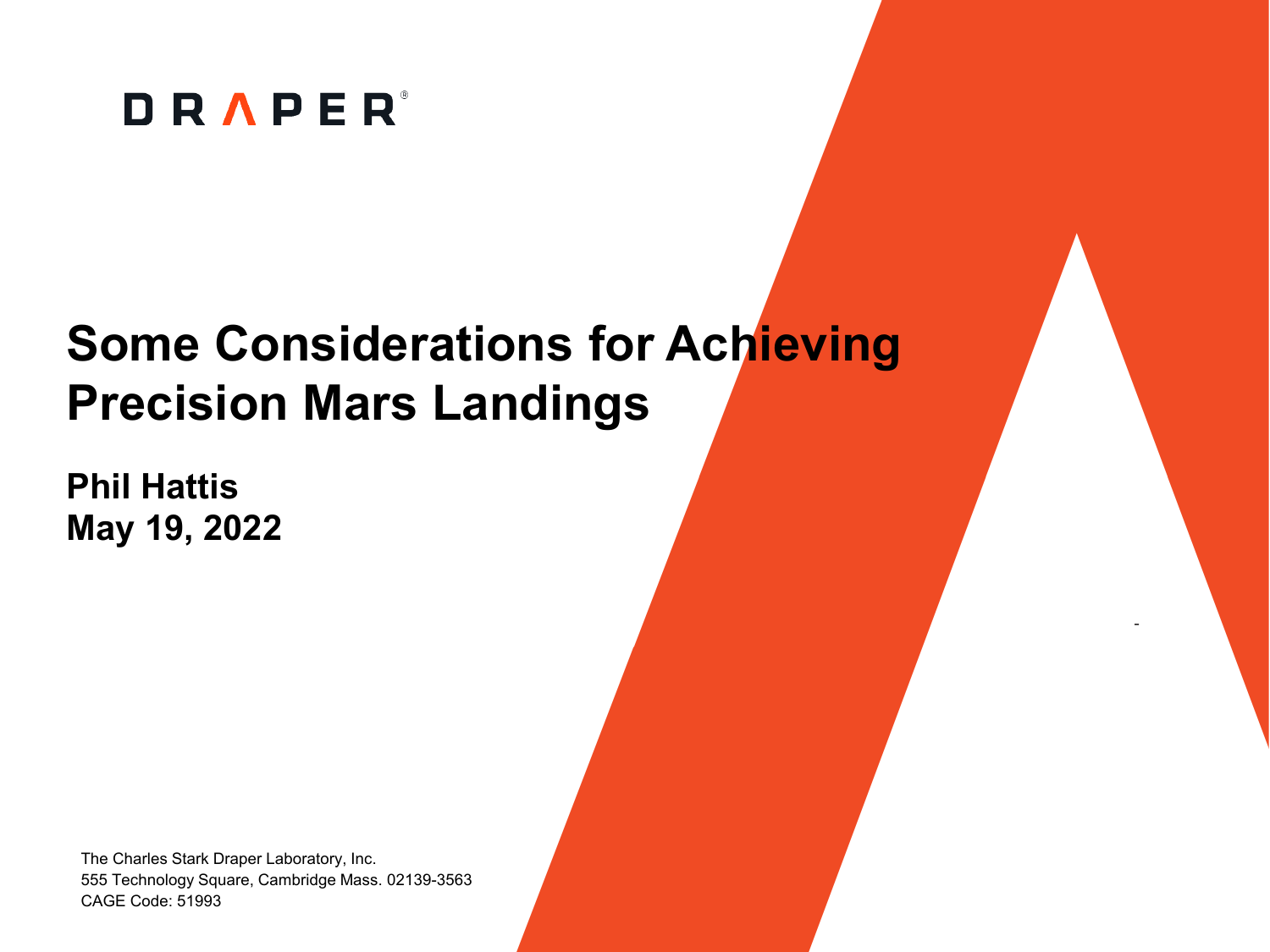DRAPER®

# Some Considerations for Achieving Precision Mars Landings

**Phil Hattis**
**May 19, 2022**

The Charles Stark Draper Laboratory, Inc.
555 Technology Square, Cambridge Mass. 02139-3563
CAGE Code: 51993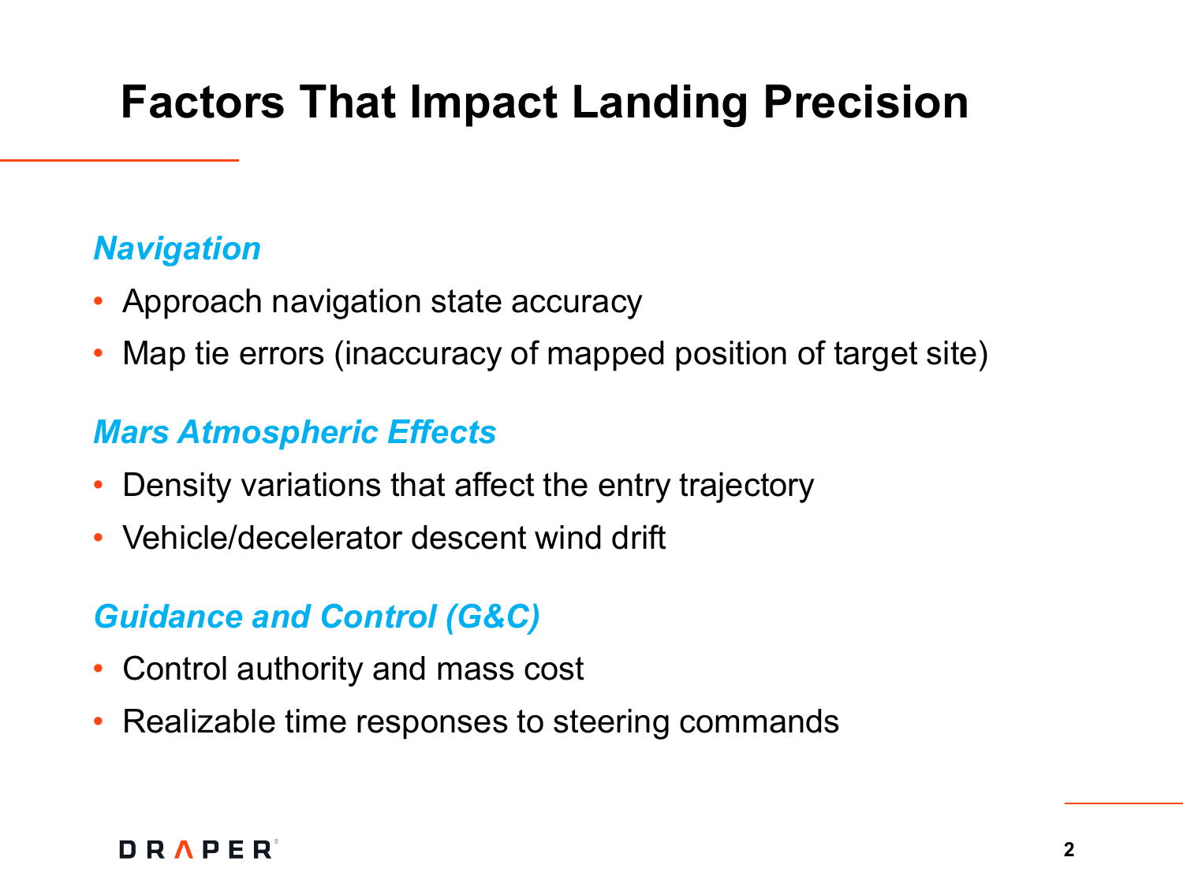# Factors That Impact Landing Precision

### *Navigation*

- Approach navigation state accuracy
- Map tie errors (inaccuracy of mapped position of target site)

### *Mars Atmospheric Effects*

- Density variations that affect the entry trajectory
- Vehicle/decelerator descent wind drift

### *Guidance and Control (G&C)*

- Control authority and mass cost
- Realizable time responses to steering commands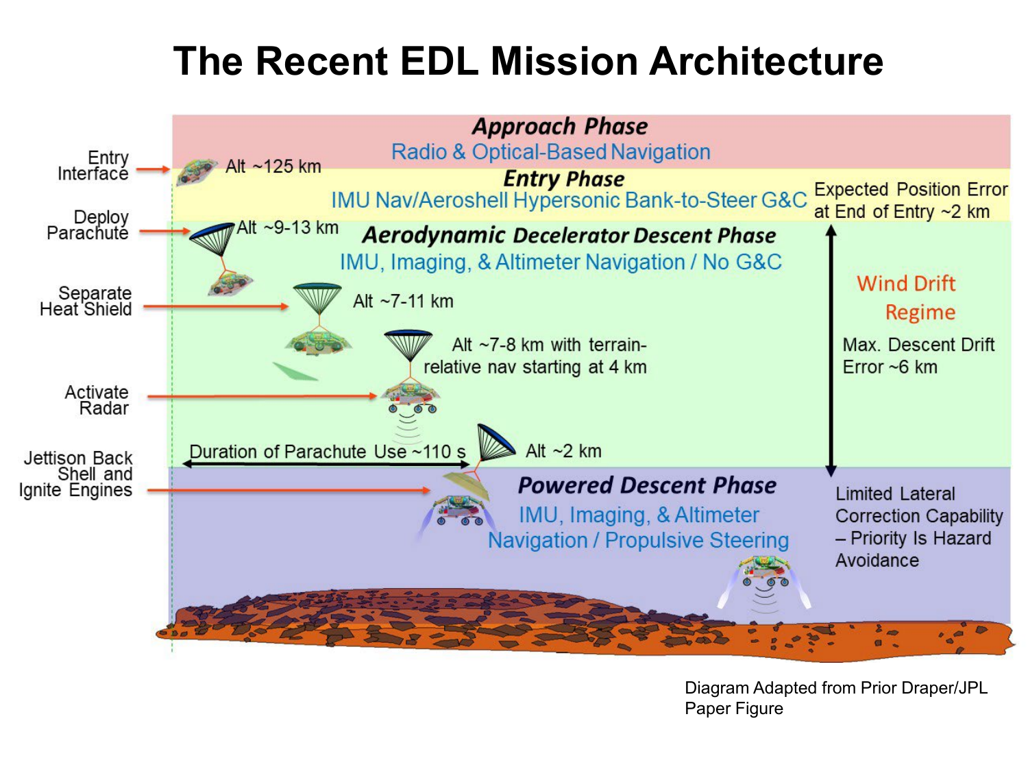# The Recent EDL Mission Architecture

**Approach Phase**
Radio & Optical-Based Navigation

**Entry Phase**
IMU Nav/Aeroshell Hypersonic Bank-to-Steer G&C

Expected Position Error at End of Entry ~2 km

**Aerodynamic Decelerator Descent Phase**
IMU, Imaging, & Altimeter Navigation / No G&C

Wind Drift Regime

Max. Descent Drift Error ~6 km

**Powered Descent Phase**
IMU, Imaging, & Altimeter Navigation / Propulsive Steering

Limited Lateral Correction Capability – Priority Is Hazard Avoidance

- Entry Interface → Alt ~125 km
- Deploy Parachute → Alt ~9-13 km
- Separate Heat Shield → Alt ~7-11 km
- Activate Radar → Alt ~7-8 km with terrain-relative nav starting at 4 km
- Jettison Back Shell and Ignite Engines → Alt ~2 km

Duration of Parachute Use ~110 s

Diagram Adapted from Prior Draper/JPL Paper Figure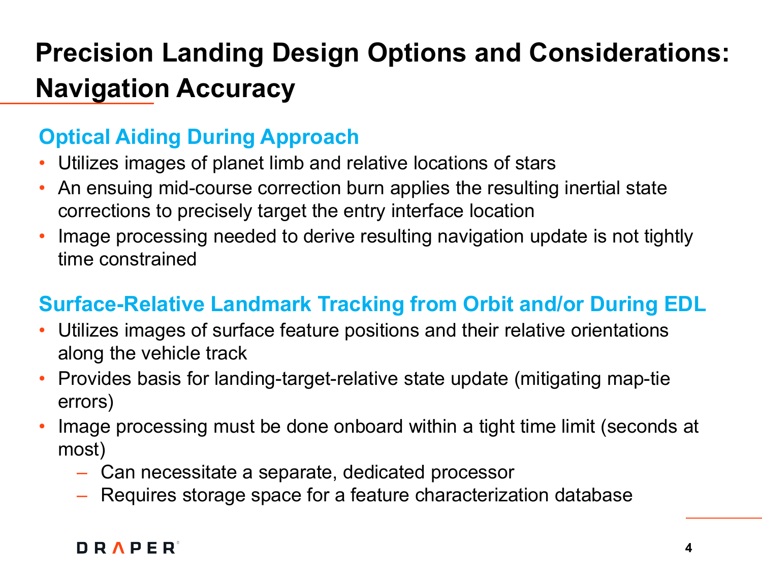# Precision Landing Design Options and Considerations: Navigation Accuracy

## Optical Aiding During Approach

- Utilizes images of planet limb and relative locations of stars
- An ensuing mid-course correction burn applies the resulting inertial state corrections to precisely target the entry interface location
- Image processing needed to derive resulting navigation update is not tightly time constrained

## Surface-Relative Landmark Tracking from Orbit and/or During EDL

- Utilizes images of surface feature positions and their relative orientations along the vehicle track
- Provides basis for landing-target-relative state update (mitigating map-tie errors)
- Image processing must be done onboard within a tight time limit (seconds at most)
  - Can necessitate a separate, dedicated processor
  - Requires storage space for a feature characterization database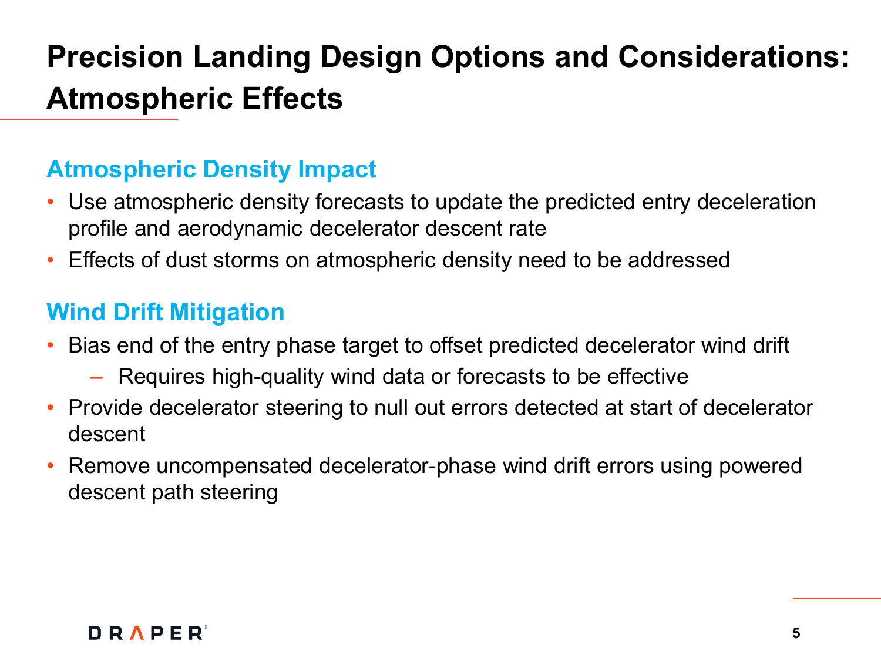# Precision Landing Design Options and Considerations: Atmospheric Effects

## Atmospheric Density Impact

- Use atmospheric density forecasts to update the predicted entry deceleration profile and aerodynamic decelerator descent rate
- Effects of dust storms on atmospheric density need to be addressed

## Wind Drift Mitigation

- Bias end of the entry phase target to offset predicted decelerator wind drift
  - Requires high-quality wind data or forecasts to be effective
- Provide decelerator steering to null out errors detected at start of decelerator descent
- Remove uncompensated decelerator-phase wind drift errors using powered descent path steering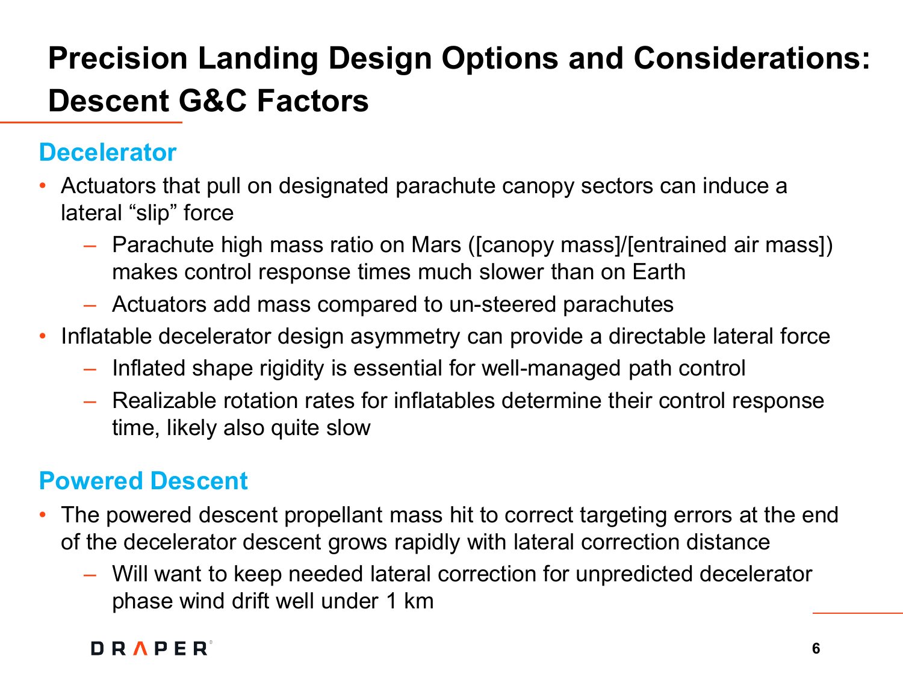# Precision Landing Design Options and Considerations: Descent G&C Factors

## Decelerator

- Actuators that pull on designated parachute canopy sectors can induce a lateral "slip" force
  - Parachute high mass ratio on Mars ([canopy mass]/[entrained air mass]) makes control response times much slower than on Earth
  - Actuators add mass compared to un-steered parachutes
- Inflatable decelerator design asymmetry can provide a directable lateral force
  - Inflated shape rigidity is essential for well-managed path control
  - Realizable rotation rates for inflatables determine their control response time, likely also quite slow

## Powered Descent

- The powered descent propellant mass hit to correct targeting errors at the end of the decelerator descent grows rapidly with lateral correction distance
  - Will want to keep needed lateral correction for unpredicted decelerator phase wind drift well under 1 km